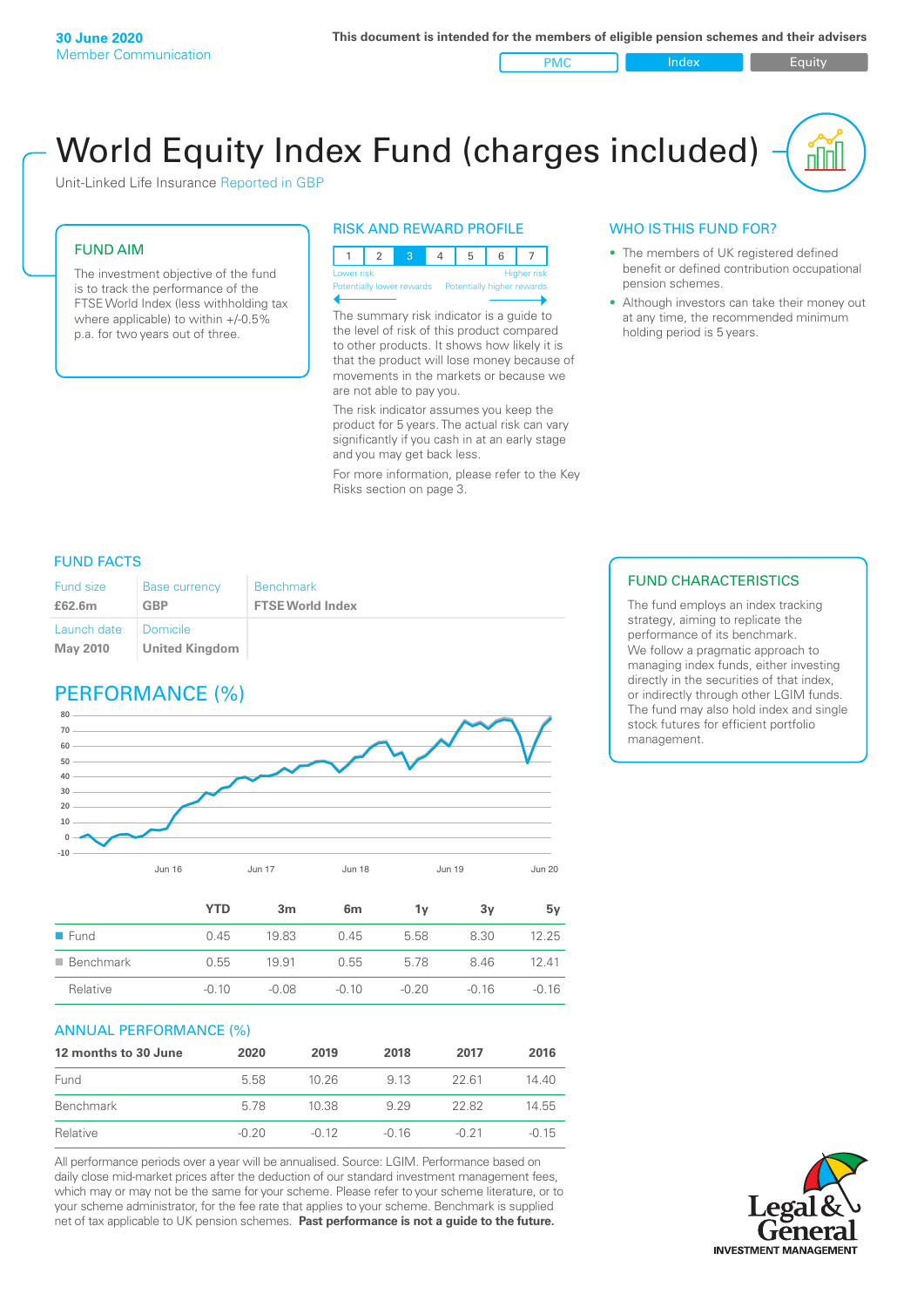**30 June 2020**
Member Communication

**This document is intended for the members of eligible pension schemes and their advisers**

PMC | Index | Equity

# World Equity Index Fund (charges included)

Unit-Linked Life Insurance Reported in GBP

## FUND AIM

The investment objective of the fund is to track the performance of the FTSE World Index (less withholding tax where applicable) to within +/-0.5% p.a. for two years out of three.

## RISK AND REWARD PROFILE

| 1 | 2 | 3 | 4 | 5 | 6 | 7 |
|---|---|---|---|---|---|---|

Lower risk — Higher risk
Potentially lower rewards — Potentially higher rewards

The summary risk indicator is a guide to the level of risk of this product compared to other products. It shows how likely it is that the product will lose money because of movements in the markets or because we are not able to pay you.

The risk indicator assumes you keep the product for 5 years. The actual risk can vary significantly if you cash in at an early stage and you may get back less.

For more information, please refer to the Key Risks section on page 3.

## WHO IS THIS FUND FOR?

- The members of UK registered defined benefit or defined contribution occupational pension schemes.
- Although investors can take their money out at any time, the recommended minimum holding period is 5 years.

## FUND FACTS

| Fund size | Base currency | Benchmark |
|---|---|---|
| **£62.6m** | **GBP** | **FTSE World Index** |
| Launch date | Domicile | |
| **May 2010** | **United Kingdom** | |

## FUND CHARACTERISTICS

The fund employs an index tracking strategy, aiming to replicate the performance of its benchmark. We follow a pragmatic approach to managing index funds, either investing directly in the securities of that index, or indirectly through other LGIM funds. The fund may also hold index and single stock futures for efficient portfolio management.

## PERFORMANCE (%)

| | YTD | 3m | 6m | 1y | 3y | 5y |
|---|---|---|---|---|---|---|
| Fund | 0.45 | 19.83 | 0.45 | 5.58 | 8.30 | 12.25 |
| Benchmark | 0.55 | 19.91 | 0.55 | 5.78 | 8.46 | 12.41 |
| Relative | -0.10 | -0.08 | -0.10 | -0.20 | -0.16 | -0.16 |

## ANNUAL PERFORMANCE (%)

| 12 months to 30 June | 2020 | 2019 | 2018 | 2017 | 2016 |
|---|---|---|---|---|---|
| Fund | 5.58 | 10.26 | 9.13 | 22.61 | 14.40 |
| Benchmark | 5.78 | 10.38 | 9.29 | 22.82 | 14.55 |
| Relative | -0.20 | -0.12 | -0.16 | -0.21 | -0.15 |

All performance periods over a year will be annualised. Source: LGIM. Performance based on daily close mid-market prices after the deduction of our standard investment management fees, which may or may not be the same for your scheme. Please refer to your scheme literature, or to your scheme administrator, for the fee rate that applies to your scheme. Benchmark is supplied net of tax applicable to UK pension schemes. **Past performance is not a guide to the future.**

Legal & General INVESTMENT MANAGEMENT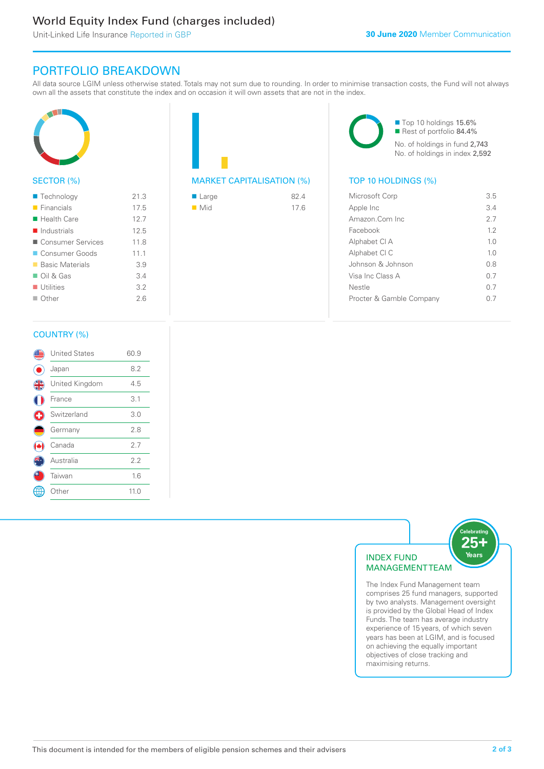# World Equity Index Fund (charges included)

Unit-Linked Life Insurance Reported in GBP

**30 June 2020** Member Communication

## PORTFOLIO BREAKDOWN

All data source LGIM unless otherwise stated. Totals may not sum due to rounding. In order to minimise transaction costs, the Fund will not always own all the assets that constitute the index and on occasion it will own assets that are not in the index.

### SECTOR (%)

| Sector | % |
|---|---|
| Technology | 21.3 |
| Financials | 17.5 |
| Health Care | 12.7 |
| Industrials | 12.5 |
| Consumer Services | 11.8 |
| Consumer Goods | 11.1 |
| Basic Materials | 3.9 |
| Oil & Gas | 3.4 |
| Utilities | 3.2 |
| Other | 2.6 |

### MARKET CAPITALISATION (%)

| Market Cap | % |
|---|---|
| Large | 82.4 |
| Mid | 17.6 |

- Top 10 holdings 15.6%
- Rest of portfolio 84.4%

No. of holdings in fund 2,743
No. of holdings in index 2,592

### TOP 10 HOLDINGS (%)

| Holding | % |
|---|---|
| Microsoft Corp | 3.5 |
| Apple Inc | 3.4 |
| Amazon.Com Inc | 2.7 |
| Facebook | 1.2 |
| Alphabet Cl A | 1.0 |
| Alphabet Cl C | 1.0 |
| Johnson & Johnson | 0.8 |
| Visa Inc Class A | 0.7 |
| Nestle | 0.7 |
| Procter & Gamble Company | 0.7 |

### COUNTRY (%)

| Country | % |
|---|---|
| United States | 60.9 |
| Japan | 8.2 |
| United Kingdom | 4.5 |
| France | 3.1 |
| Switzerland | 3.0 |
| Germany | 2.8 |
| Canada | 2.7 |
| Australia | 2.2 |
| Taiwan | 1.6 |
| Other | 11.0 |

### INDEX FUND MANAGEMENT TEAM

Celebrating 25+ Years

The Index Fund Management team comprises 25 fund managers, supported by two analysts. Management oversight is provided by the Global Head of Index Funds. The team has average industry experience of 15 years, of which seven years has been at LGIM, and is focused on achieving the equally important objectives of close tracking and maximising returns.

This document is intended for the members of eligible pension schemes and their advisers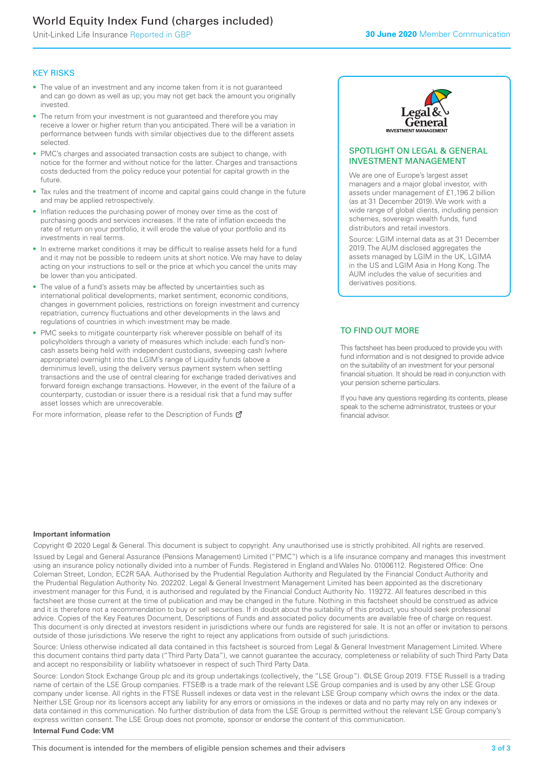## KEY RISKS

- The value of an investment and any income taken from it is not guaranteed and can go down as well as up; you may not get back the amount you originally invested.
- The return from your investment is not guaranteed and therefore you may receive a lower or higher return than you anticipated. There will be a variation in performance between funds with similar objectives due to the different assets selected.
- PMC's charges and associated transaction costs are subject to change, with notice for the former and without notice for the latter. Charges and transactions costs deducted from the policy reduce your potential for capital growth in the future.
- Tax rules and the treatment of income and capital gains could change in the future and may be applied retrospectively.
- Inflation reduces the purchasing power of money over time as the cost of purchasing goods and services increases. If the rate of inflation exceeds the rate of return on your portfolio, it will erode the value of your portfolio and its investments in real terms.
- In extreme market conditions it may be difficult to realise assets held for a fund and it may not be possible to redeem units at short notice. We may have to delay acting on your instructions to sell or the price at which you cancel the units may be lower than you anticipated.
- The value of a fund's assets may be affected by uncertainties such as international political developments, market sentiment, economic conditions, changes in government policies, restrictions on foreign investment and currency repatriation, currency fluctuations and other developments in the laws and regulations of countries in which investment may be made.
- PMC seeks to mitigate counterparty risk wherever possible on behalf of its policyholders through a variety of measures which include: each fund's non-cash assets being held with independent custodians, sweeping cash (where appropriate) overnight into the LGIM's range of Liquidity funds (above a deminimus level), using the delivery versus payment system when settling transactions and the use of central clearing for exchange traded derivatives and forward foreign exchange transactions. However, in the event of the failure of a counterparty, custodian or issuer there is a residual risk that a fund may suffer asset losses which are unrecoverable.

For more information, please refer to the Description of Funds

## SPOTLIGHT ON LEGAL & GENERAL INVESTMENT MANAGEMENT

We are one of Europe's largest asset managers and a major global investor, with assets under management of £1,196.2 billion (as at 31 December 2019). We work with a wide range of global clients, including pension schemes, sovereign wealth funds, fund distributors and retail investors.

Source: LGIM internal data as at 31 December 2019. The AUM disclosed aggregates the assets managed by LGIM in the UK, LGIMA in the US and LGIM Asia in Hong Kong. The AUM includes the value of securities and derivatives positions.

## TO FIND OUT MORE

This factsheet has been produced to provide you with fund information and is not designed to provide advice on the suitability of an investment for your personal financial situation. It should be read in conjunction with your pension scheme particulars.

If you have any questions regarding its contents, please speak to the scheme administrator, trustees or your financial advisor.

**Important information**

Copyright © 2020 Legal & General. This document is subject to copyright. Any unauthorised use is strictly prohibited. All rights are reserved.

Issued by Legal and General Assurance (Pensions Management) Limited ("PMC") which is a life insurance company and manages this investment using an insurance policy notionally divided into a number of Funds. Registered in England and Wales No. 01006112. Registered Office: One Coleman Street, London, EC2R 5AA. Authorised by the Prudential Regulation Authority and Regulated by the Financial Conduct Authority and the Prudential Regulation Authority No. 202202. Legal & General Investment Management Limited has been appointed as the discretionary investment manager for this Fund, it is authorised and regulated by the Financial Conduct Authority No. 119272. All features described in this factsheet are those current at the time of publication and may be changed in the future. Nothing in this factsheet should be construed as advice and it is therefore not a recommendation to buy or sell securities. If in doubt about the suitability of this product, you should seek professional advice. Copies of the Key Features Document, Descriptions of Funds and associated policy documents are available free of charge on request. This document is only directed at investors resident in jurisdictions where our funds are registered for sale. It is not an offer or invitation to persons outside of those jurisdictions. We reserve the right to reject any applications from outside of such jurisdictions.

Source: Unless otherwise indicated all data contained in this factsheet is sourced from Legal & General Investment Management Limited. Where this document contains third party data ("Third Party Data"), we cannot guarantee the accuracy, completeness or reliability of such Third Party Data and accept no responsibility or liability whatsoever in respect of such Third Party Data.

Source: London Stock Exchange Group plc and its group undertakings (collectively, the "LSE Group"). ©LSE Group 2019. FTSE Russell is a trading name of certain of the LSE Group companies. FTSE® is a trade mark of the relevant LSE Group companies and is used by any other LSE Group company under license. All rights in the FTSE Russell indexes or data vest in the relevant LSE Group company which owns the index or the data. Neither LSE Group nor its licensors accept any liability for any errors or omissions in the indexes or data and no party may rely on any indexes or data contained in this communication. No further distribution of data from the LSE Group is permitted without the relevant LSE Group company's express written consent. The LSE Group does not promote, sponsor or endorse the content of this communication.

**Internal Fund Code: VM**